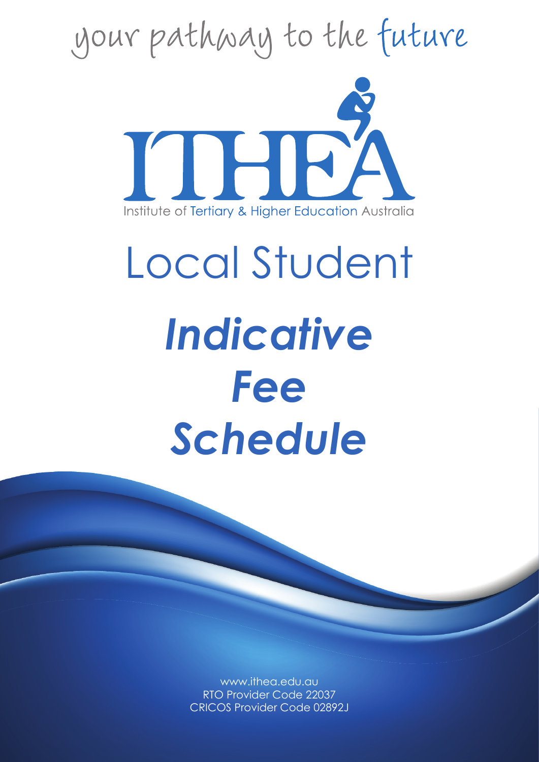your pathway to the future

ITHEA

Institute of Tertiary & Higher Education Australia

# Local Student

# *Indicative Fee Schedule*

www.ithea.edu.au
RTO Provider Code 22037
CRICOS Provider Code 02892J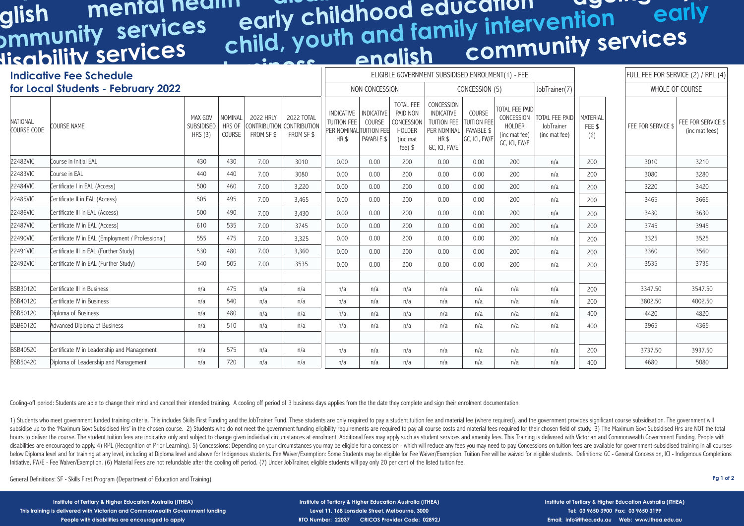## Indicative Fee Schedule for Local Students - February 2022

| NATIONAL COURSE CODE | COURSE NAME | MAX GOV SUBSIDISED HRS (3) | NOMINAL HRS OF COURSE | 2022 HRLY CONTRIBUTION FROM SF $ | 2022 TOTAL CONTRIBUTION FROM SF $ | ELIGIBLE GOVERNMENT SUBSIDISED ENROLMENT(1) - FEE: NON CONCESSION: INDICATIVE TUITION FEE PER NOMINAL HR $ | NON CONCESSION: INDICATIVE COURSE TUITION FEE PAYABLE $ | NON CONCESSION: TOTAL FEE PAID NON CONCESSION HOLDER (inc mat fee) $ | CONCESSION (5): CONCESSION INDICATIVE TUITION FEE PER NOMINAL HR $ GC, ICI, FW/E | CONCESSION (5): COURSE TUITION FEE PAYABLE $ GC, ICI, FW/E | CONCESSION (5): TOTAL FEE PAID CONCESSION HOLDER (inc mat fee) GC, ICI, FW/E | JobTrainer(7): TOTAL FEE PAID JobTrainer (inc mat fee) | MATERIAL FEE $ (6) | FULL FEE FOR SERVICE (2) / RPL (4) WHOLE OF COURSE: FEE FOR SERVICE $ | FULL FEE FOR SERVICE (2) / RPL (4) WHOLE OF COURSE: FEE FOR SERVICE $ (inc mat fees) |
|---|---|---|---|---|---|---|---|---|---|---|---|---|---|---|---|
| 22482VIC | Course in Initial EAL | 430 | 430 | 7.00 | 3010 | 0.00 | 0.00 | 200 | 0.00 | 0.00 | 200 | n/a | 200 | 3010 | 3210 |
| 22483VIC | Course in EAL | 440 | 440 | 7.00 | 3080 | 0.00 | 0.00 | 200 | 0.00 | 0.00 | 200 | n/a | 200 | 3080 | 3280 |
| 22484VIC | Certificate I in EAL (Access) | 500 | 460 | 7.00 | 3,220 | 0.00 | 0.00 | 200 | 0.00 | 0.00 | 200 | n/a | 200 | 3220 | 3420 |
| 22485VIC | Certificate II in EAL (Access) | 505 | 495 | 7.00 | 3,465 | 0.00 | 0.00 | 200 | 0.00 | 0.00 | 200 | n/a | 200 | 3465 | 3665 |
| 22486VIC | Certificate III in EAL (Access) | 500 | 490 | 7.00 | 3,430 | 0.00 | 0.00 | 200 | 0.00 | 0.00 | 200 | n/a | 200 | 3430 | 3630 |
| 22487VIC | Certificate IV in EAL (Access) | 610 | 535 | 7.00 | 3745 | 0.00 | 0.00 | 200 | 0.00 | 0.00 | 200 | n/a | 200 | 3745 | 3945 |
| 22490VIC | Certificate IV in EAL (Employment / Professional) | 555 | 475 | 7.00 | 3,325 | 0.00 | 0.00 | 200 | 0.00 | 0.00 | 200 | n/a | 200 | 3325 | 3525 |
| 22491VIC | Certificate III in EAL (Further Study) | 530 | 480 | 7.00 | 3,360 | 0.00 | 0.00 | 200 | 0.00 | 0.00 | 200 | n/a | 200 | 3360 | 3560 |
| 22492VIC | Certificate IV in EAL (Further Study) | 540 | 505 | 7.00 | 3535 | 0.00 | 0.00 | 200 | 0.00 | 0.00 | 200 | n/a | 200 | 3535 | 3735 |
| | | | | | | | | | | | | | | | |
| BSB30120 | Certificate III in Business | n/a | 475 | n/a | n/a | n/a | n/a | n/a | n/a | n/a | n/a | n/a | 200 | 3347.50 | 3547.50 |
| BSB40120 | Certificate IV in Business | n/a | 540 | n/a | n/a | n/a | n/a | n/a | n/a | n/a | n/a | n/a | 200 | 3802.50 | 4002.50 |
| BSB50120 | Diploma of Business | n/a | 480 | n/a | n/a | n/a | n/a | n/a | n/a | n/a | n/a | n/a | 400 | 4420 | 4820 |
| BSB60120 | Advanced Diploma of Business | n/a | 510 | n/a | n/a | n/a | n/a | n/a | n/a | n/a | n/a | n/a | 400 | 3965 | 4365 |
| | | | | | | | | | | | | | | | |
| BSB40520 | Certificate IV in Leadership and Management | n/a | 575 | n/a | n/a | n/a | n/a | n/a | n/a | n/a | n/a | n/a | 200 | 3737.50 | 3937.50 |
| BSB50420 | Diploma of Leadership and Management | n/a | 720 | n/a | n/a | n/a | n/a | n/a | n/a | n/a | n/a | n/a | 400 | 4680 | 5080 |

Cooling-off period: Students are able to change their mind and cancel their intended training. A cooling off period of 3 business days applies from the the date they complete and sign their enrolment documentation.

1) Students who meet government funded training criteria. This includes Skills First Funding and the JobTrainer Fund. These students are only required to pay a student tuition fee and material fee (where required), and the government provides significant course subsidisation. The government will subsidise up to the 'Maximum Govt Subsidised Hrs' in the chosen course. 2) Students who do not meet the government funding eligibility requirements are required to pay all course costs and material fees required for their chosen field of study. 3) The Maximum Govt Subsidised Hrs are NOT the total hours to deliver the course. The student tuition fees are indicative only and subject to change given individual circumstances at enrolment. Additional fees may apply such as student services and amenity fees. This Training is delivered with Victorian and Commonwealth Government Funding. People with disabilities are encouraged to apply. 4) RPL (Recognition of Prior Learning). 5) Concessions: Depending on your circumstances you may be eligible for a concession - which will reduce any fees you may need to pay. Concessions on tuition fees are available for government-subsidised training in all courses below Diploma level and for training at any level, including at Diploma level and above for Indigenous students. Fee Waiver/Exemption: Some Students may be eligible for Fee Waiver/Exemption. Tuition Fee will be waived for eligible students. Definitions: GC - General Concession, ICI - Indigenous Completions Initiative, FW/E - Fee Waiver/Exemption. (6) Material Fees are not refundable after the cooling off period. (7) Under JobTrainer, eligible students will pay only 20 per cent of the listed tuition fee.

General Definitions: SF - Skills First Program (Department of Education and Training)

**Institute of Tertiary & Higher Education Australia (ITHEA)**
**This training is delivered with Victorian and Commonwealth Government funding**
**People with disabilities are encouraged to apply**

**Institute of Tertiary & Higher Education Australia (ITHEA)**
**Level 11, 168 Lonsdale Street, Melbourne, 3000**
**RTO Number: 22037 CRICOS Provider Code: 02892J**

**Institute of Tertiary & Higher Education Australia (ITHEA)**
**Tel: 03 9650 3900 Fax: 03 9650 3199**
**Email: info@ithea.edu.au Web: www.ithea.edu.au**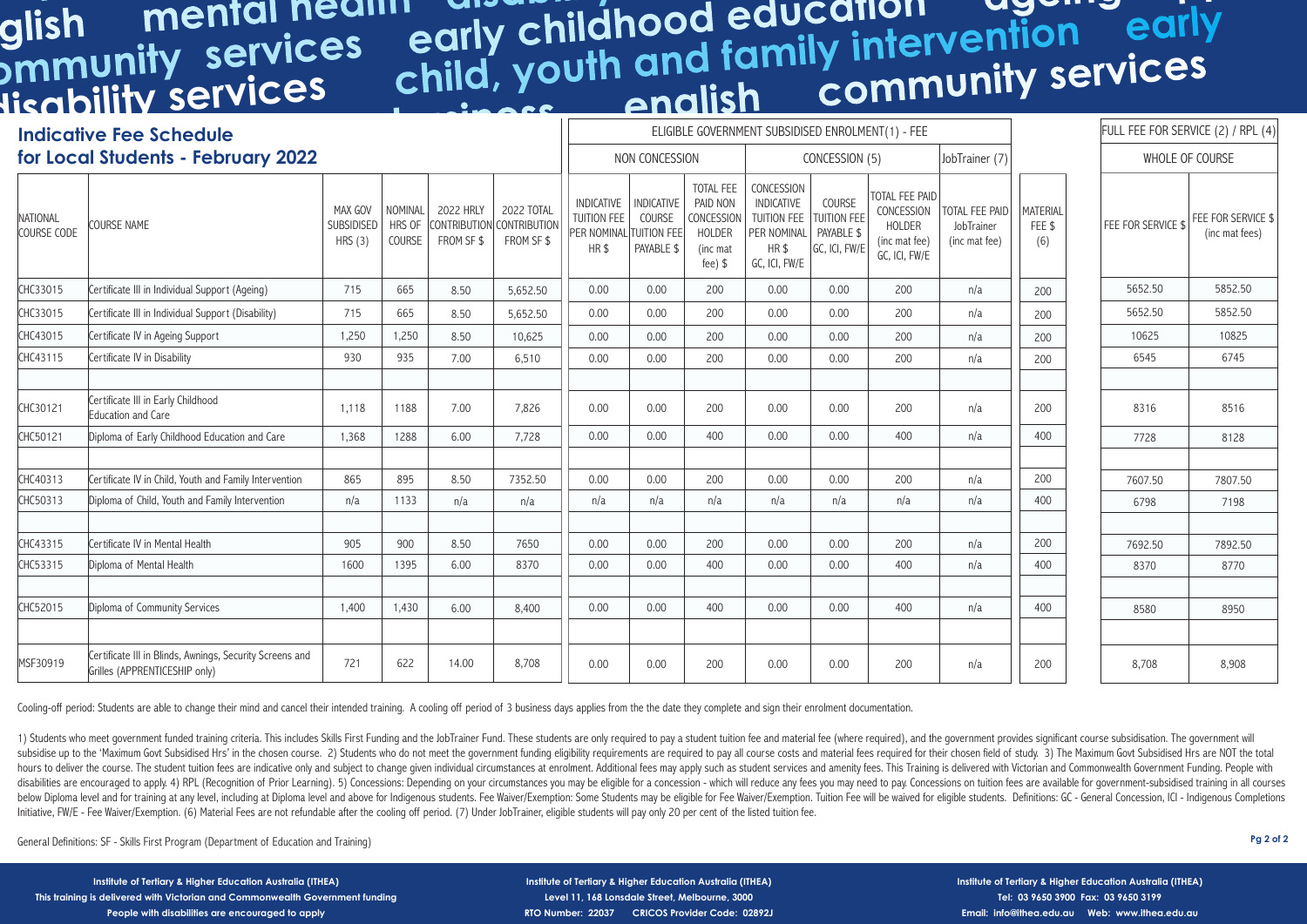## Indicative Fee Schedule for Local Students - February 2022

| | | | | | | ELIGIBLE GOVERNMENT SUBSIDISED ENROLMENT(1) - FEE | | | | | | | | FULL FEE FOR SERVICE (2) / RPL (4) | |
|---|---|---|---|---|---|---|---|---|---|---|---|---|---|---|---|
| | | | | | | NON CONCESSION | | | CONCESSION (5) | | | JobTrainer (7) | | WHOLE OF COURSE | |
| NATIONAL COURSE CODE | COURSE NAME | MAX GOV SUBSIDISED HRS (3) | NOMINAL HRS OF COURSE | 2022 HRLY CONTRIBUTION FROM SF $ | 2022 TOTAL CONTRIBUTION FROM SF $ | INDICATIVE TUITION FEE PER NOMINAL HR $ | INDICATIVE COURSE TUITION FEE PAYABLE $ | TOTAL FEE PAID NON CONCESSION HOLDER (inc mat fee) $ | CONCESSION INDICATIVE TUITION FEE PER NOMINAL HR $ GC, ICI, FW/E | COURSE TUITION FEE PAYABLE $ GC, ICI, FW/E | TOTAL FEE PAID CONCESSION HOLDER (inc mat fee) GC, ICI, FW/E | TOTAL FEE PAID JobTrainer (inc mat fee) | MATERIAL FEE $ (6) | FEE FOR SERVICE $ | FEE FOR SERVICE $ (inc mat fees) |
| CHC33015 | Certificate III in Individual Support (Ageing) | 715 | 665 | 8.50 | 5,652.50 | 0.00 | 0.00 | 200 | 0.00 | 0.00 | 200 | n/a | 200 | 5652.50 | 5852.50 |
| CHC33015 | Certificate III in Individual Support (Disability) | 715 | 665 | 8.50 | 5,652.50 | 0.00 | 0.00 | 200 | 0.00 | 0.00 | 200 | n/a | 200 | 5652.50 | 5852.50 |
| CHC43015 | Certificate IV in Ageing Support | 1,250 | 1,250 | 8.50 | 10,625 | 0.00 | 0.00 | 200 | 0.00 | 0.00 | 200 | n/a | 200 | 10625 | 10825 |
| CHC43115 | Certificate IV in Disability | 930 | 935 | 7.00 | 6,510 | 0.00 | 0.00 | 200 | 0.00 | 0.00 | 200 | n/a | 200 | 6545 | 6745 |
| | | | | | | | | | | | | | | | |
| CHC30121 | Certificate III in Early Childhood Education and Care | 1,118 | 1188 | 7.00 | 7,826 | 0.00 | 0.00 | 200 | 0.00 | 0.00 | 200 | n/a | 200 | 8316 | 8516 |
| CHC50121 | Diploma of Early Childhood Education and Care | 1,368 | 1288 | 6.00 | 7,728 | 0.00 | 0.00 | 400 | 0.00 | 0.00 | 400 | n/a | 400 | 7728 | 8128 |
| | | | | | | | | | | | | | | | |
| CHC40313 | Certificate IV in Child, Youth and Family Intervention | 865 | 895 | 8.50 | 7352.50 | 0.00 | 0.00 | 200 | 0.00 | 0.00 | 200 | n/a | 200 | 7607.50 | 7807.50 |
| CHC50313 | Diploma of Child, Youth and Family Intervention | n/a | 1133 | n/a | n/a | n/a | n/a | n/a | n/a | n/a | n/a | n/a | 400 | 6798 | 7198 |
| | | | | | | | | | | | | | | | |
| CHC43315 | Certificate IV in Mental Health | 905 | 900 | 8.50 | 7650 | 0.00 | 0.00 | 200 | 0.00 | 0.00 | 200 | n/a | 200 | 7692.50 | 7892.50 |
| CHC53315 | Diploma of Mental Health | 1600 | 1395 | 6.00 | 8370 | 0.00 | 0.00 | 400 | 0.00 | 0.00 | 400 | n/a | 400 | 8370 | 8770 |
| | | | | | | | | | | | | | | | |
| CHC52015 | Diploma of Community Services | 1,400 | 1,430 | 6.00 | 8,400 | 0.00 | 0.00 | 400 | 0.00 | 0.00 | 400 | n/a | 400 | 8580 | 8950 |
| | | | | | | | | | | | | | | | |
| MSF30919 | Certificate III in Blinds, Awnings, Security Screens and Grilles (APPRENTICESHIP only) | 721 | 622 | 14.00 | 8,708 | 0.00 | 0.00 | 200 | 0.00 | 0.00 | 200 | n/a | 200 | 8,708 | 8,908 |

Cooling-off period: Students are able to change their mind and cancel their intended training. A cooling off period of 3 business days applies from the the date they complete and sign their enrolment documentation.

1) Students who meet government funded training criteria. This includes Skills First Funding and the JobTrainer Fund. These students are only required to pay a student tuition fee and material fee (where required), and the government provides significant course subsidisation. The government will subsidise up to the 'Maximum Govt Subsidised Hrs' in the chosen course. 2) Students who do not meet the government funding eligibility requirements are required to pay all course costs and material fees required for their chosen field of study. 3) The Maximum Govt Subsidised Hrs are NOT the total hours to deliver the course. The student tuition fees are indicative only and subject to change given individual circumstances at enrolment. Additional fees may apply such as student services and amenity fees. This Training is delivered with Victorian and Commonwealth Government Funding. People with disabilities are encouraged to apply. 4) RPL (Recognition of Prior Learning). 5) Concessions: Depending on your circumstances you may be eligible for a concession - which will reduce any fees you may need to pay. Concessions on tuition fees are available for government-subsidised training in all courses below Diploma level and for training at any level, including at Diploma level and above for Indigenous students. Fee Waiver/Exemption: Some Students may be eligible for Fee Waiver/Exemption. Tuition Fee will be waived for eligible students. Definitions: GC - General Concession, ICI - Indigenous Completions Initiative, FW/E - Fee Waiver/Exemption. (6) Material Fees are not refundable after the cooling off period. (7) Under JobTrainer, eligible students will pay only 20 per cent of the listed tuition fee.

General Definitions: SF - Skills First Program (Department of Education and Training)

**Institute of Tertiary & Higher Education Australia (ITHEA)**
**This training is delivered with Victorian and Commonwealth Government funding**
**People with disabilities are encouraged to apply**

**Institute of Tertiary & Higher Education Australia (ITHEA)**
**Level 11, 168 Lonsdale Street, Melbourne, 3000**
**RTO Number: 22037 CRICOS Provider Code: 02892J**

**Institute of Tertiary & Higher Education Australia (ITHEA)**
**Tel: 03 9650 3900 Fax: 03 9650 3199**
**Email: info@ithea.edu.au Web: www.ithea.edu.au**